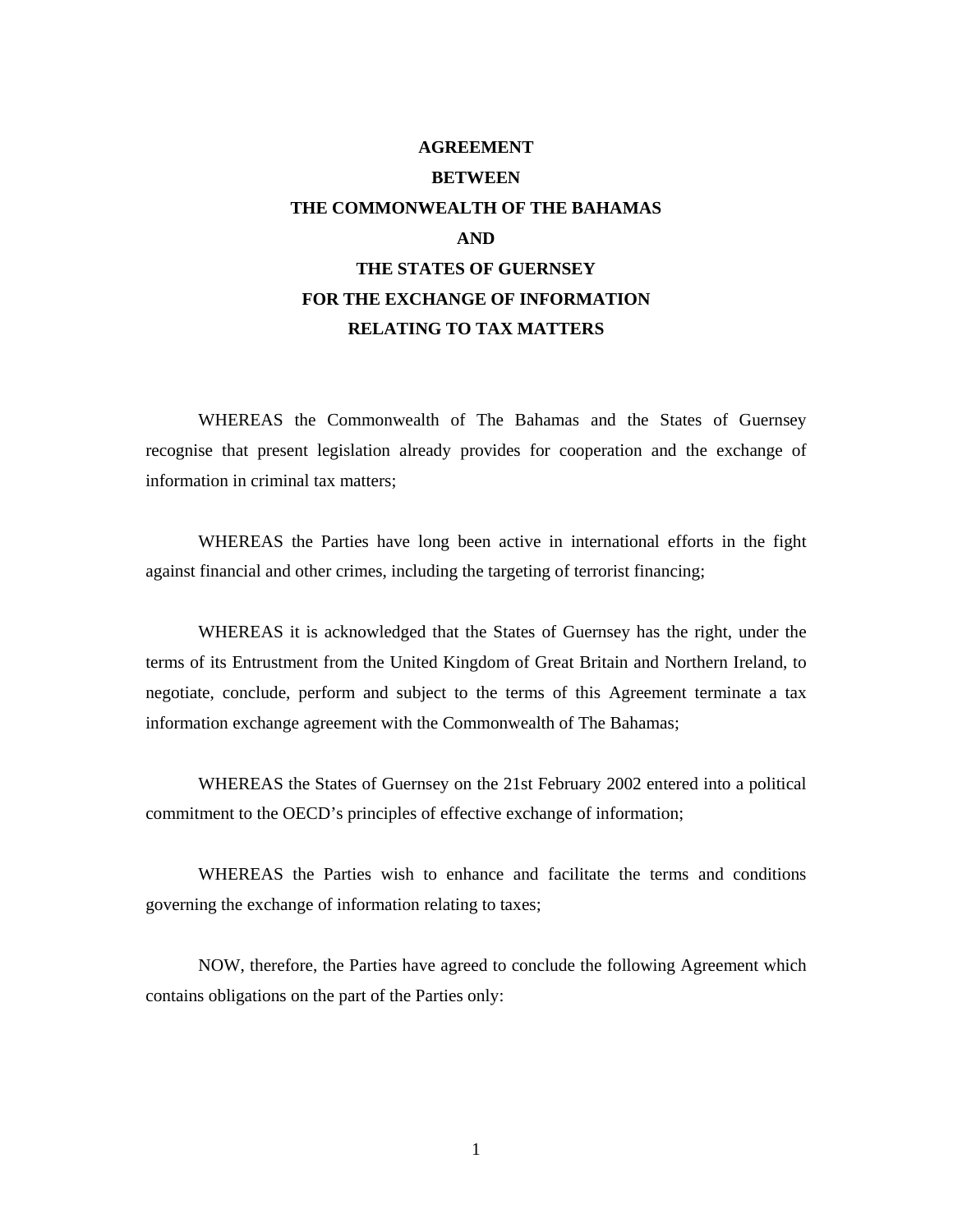# AGREEMENT
# BETWEEN
# THE COMMONWEALTH OF THE BAHAMAS
# AND
# THE STATES OF GUERNSEY
# FOR THE EXCHANGE OF INFORMATION
# RELATING TO TAX MATTERS

WHEREAS the Commonwealth of The Bahamas and the States of Guernsey recognise that present legislation already provides for cooperation and the exchange of information in criminal tax matters;

WHEREAS the Parties have long been active in international efforts in the fight against financial and other crimes, including the targeting of terrorist financing;

WHEREAS it is acknowledged that the States of Guernsey has the right, under the terms of its Entrustment from the United Kingdom of Great Britain and Northern Ireland, to negotiate, conclude, perform and subject to the terms of this Agreement terminate a tax information exchange agreement with the Commonwealth of The Bahamas;

WHEREAS the States of Guernsey on the 21st February 2002 entered into a political commitment to the OECD's principles of effective exchange of information;

WHEREAS the Parties wish to enhance and facilitate the terms and conditions governing the exchange of information relating to taxes;

NOW, therefore, the Parties have agreed to conclude the following Agreement which contains obligations on the part of the Parties only: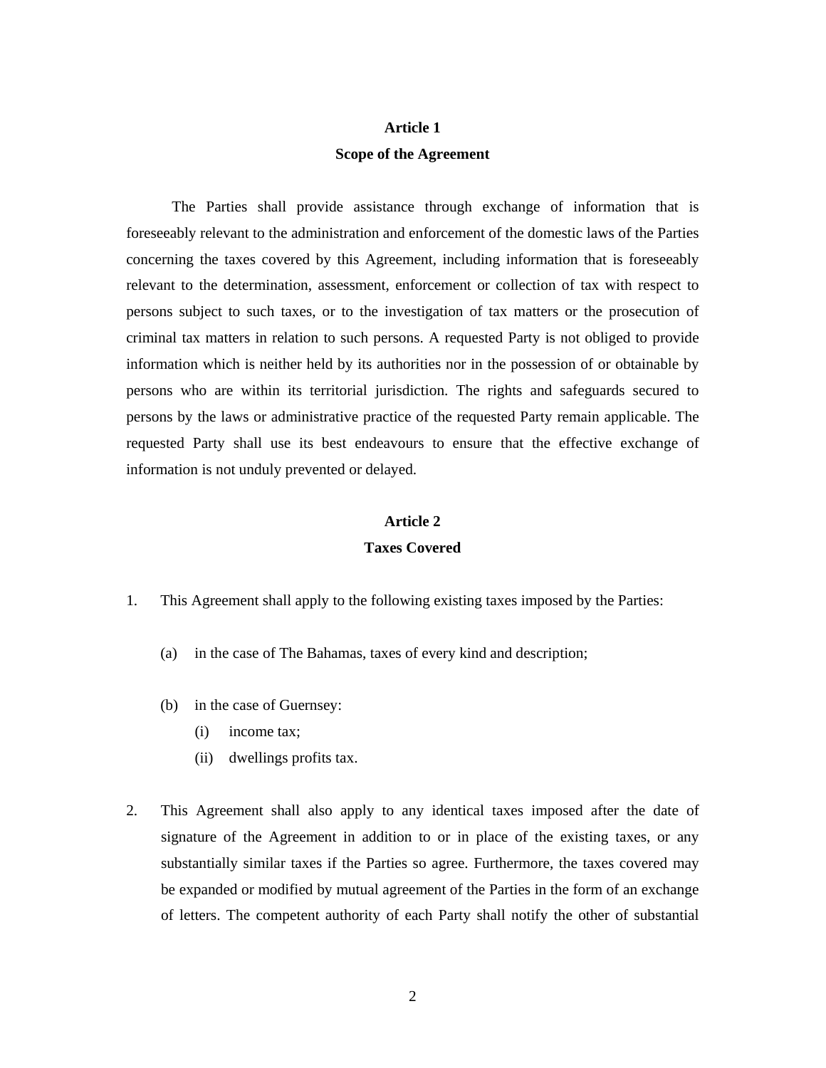## Article 1

## Scope of the Agreement

The Parties shall provide assistance through exchange of information that is foreseeably relevant to the administration and enforcement of the domestic laws of the Parties concerning the taxes covered by this Agreement, including information that is foreseeably relevant to the determination, assessment, enforcement or collection of tax with respect to persons subject to such taxes, or to the investigation of tax matters or the prosecution of criminal tax matters in relation to such persons. A requested Party is not obliged to provide information which is neither held by its authorities nor in the possession of or obtainable by persons who are within its territorial jurisdiction. The rights and safeguards secured to persons by the laws or administrative practice of the requested Party remain applicable. The requested Party shall use its best endeavours to ensure that the effective exchange of information is not unduly prevented or delayed.

## Article 2

## Taxes Covered

1. This Agreement shall apply to the following existing taxes imposed by the Parties:

   (a) in the case of The Bahamas, taxes of every kind and description;

   (b) in the case of Guernsey:
      (i) income tax;
      (ii) dwellings profits tax.

2. This Agreement shall also apply to any identical taxes imposed after the date of signature of the Agreement in addition to or in place of the existing taxes, or any substantially similar taxes if the Parties so agree. Furthermore, the taxes covered may be expanded or modified by mutual agreement of the Parties in the form of an exchange of letters. The competent authority of each Party shall notify the other of substantial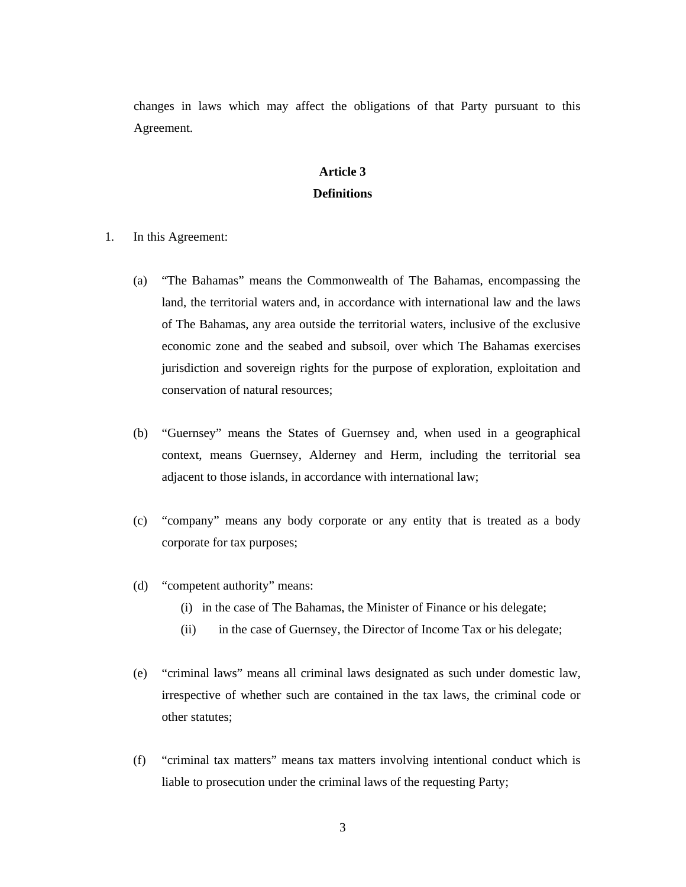changes in laws which may affect the obligations of that Party pursuant to this Agreement.

**Article 3**
**Definitions**

1. In this Agreement:

   (a) "The Bahamas" means the Commonwealth of The Bahamas, encompassing the land, the territorial waters and, in accordance with international law and the laws of The Bahamas, any area outside the territorial waters, inclusive of the exclusive economic zone and the seabed and subsoil, over which The Bahamas exercises jurisdiction and sovereign rights for the purpose of exploration, exploitation and conservation of natural resources;

   (b) "Guernsey" means the States of Guernsey and, when used in a geographical context, means Guernsey, Alderney and Herm, including the territorial sea adjacent to those islands, in accordance with international law;

   (c) "company" means any body corporate or any entity that is treated as a body corporate for tax purposes;

   (d) "competent authority" means:
      (i) in the case of The Bahamas, the Minister of Finance or his delegate;
      (ii) in the case of Guernsey, the Director of Income Tax or his delegate;

   (e) "criminal laws" means all criminal laws designated as such under domestic law, irrespective of whether such are contained in the tax laws, the criminal code or other statutes;

   (f) "criminal tax matters" means tax matters involving intentional conduct which is liable to prosecution under the criminal laws of the requesting Party;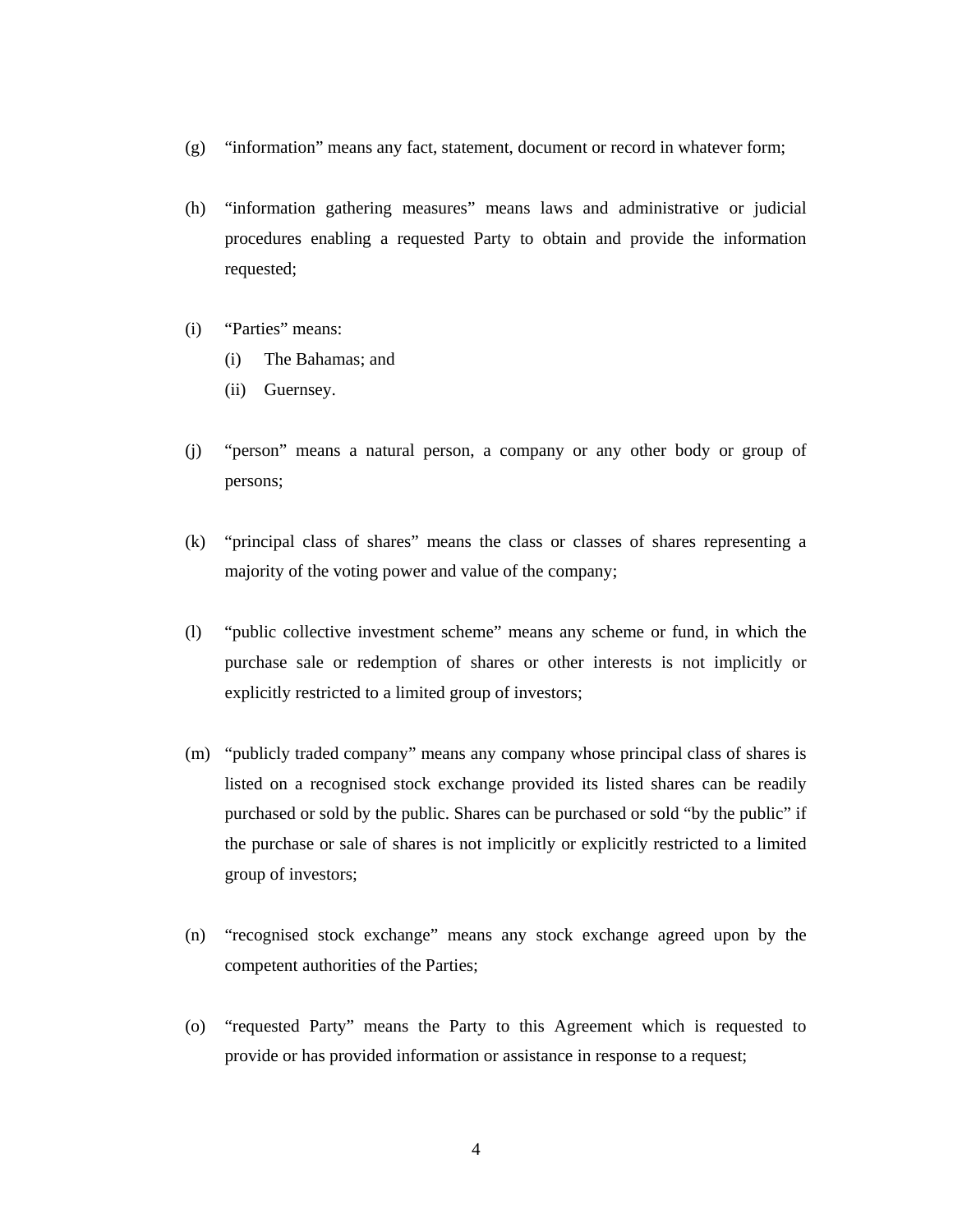(g) “information” means any fact, statement, document or record in whatever form;

(h) “information gathering measures” means laws and administrative or judicial procedures enabling a requested Party to obtain and provide the information requested;

(i) “Parties” means:

   (i) The Bahamas; and

   (ii) Guernsey.

(j) “person” means a natural person, a company or any other body or group of persons;

(k) “principal class of shares” means the class or classes of shares representing a majority of the voting power and value of the company;

(l) “public collective investment scheme” means any scheme or fund, in which the purchase sale or redemption of shares or other interests is not implicitly or explicitly restricted to a limited group of investors;

(m) “publicly traded company” means any company whose principal class of shares is listed on a recognised stock exchange provided its listed shares can be readily purchased or sold by the public. Shares can be purchased or sold “by the public” if the purchase or sale of shares is not implicitly or explicitly restricted to a limited group of investors;

(n) “recognised stock exchange” means any stock exchange agreed upon by the competent authorities of the Parties;

(o) “requested Party” means the Party to this Agreement which is requested to provide or has provided information or assistance in response to a request;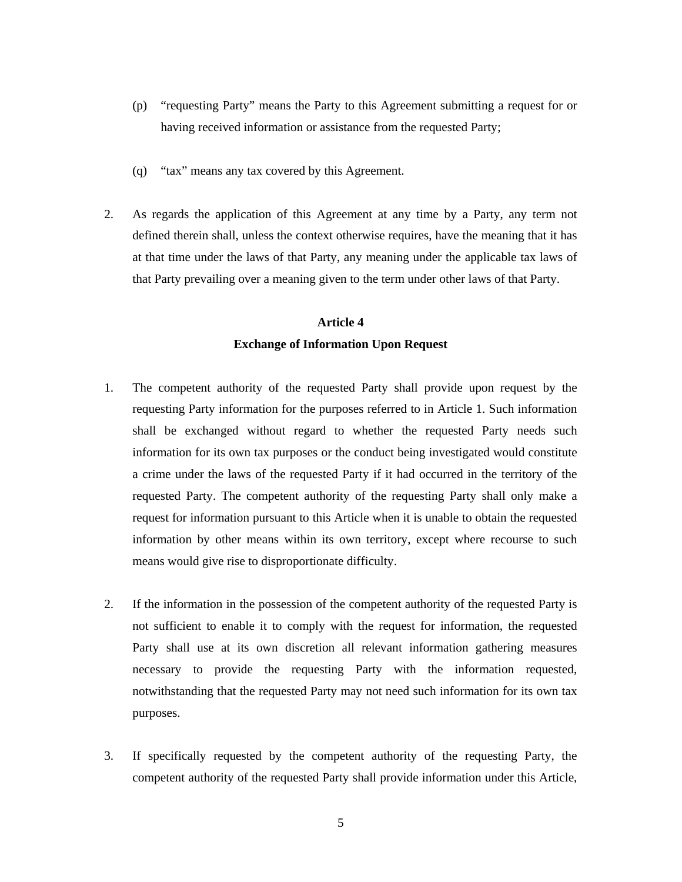(p) "requesting Party" means the Party to this Agreement submitting a request for or having received information or assistance from the requested Party;

(q) "tax" means any tax covered by this Agreement.

2. As regards the application of this Agreement at any time by a Party, any term not defined therein shall, unless the context otherwise requires, have the meaning that it has at that time under the laws of that Party, any meaning under the applicable tax laws of that Party prevailing over a meaning given to the term under other laws of that Party.

## Article 4
## Exchange of Information Upon Request

1. The competent authority of the requested Party shall provide upon request by the requesting Party information for the purposes referred to in Article 1. Such information shall be exchanged without regard to whether the requested Party needs such information for its own tax purposes or the conduct being investigated would constitute a crime under the laws of the requested Party if it had occurred in the territory of the requested Party. The competent authority of the requesting Party shall only make a request for information pursuant to this Article when it is unable to obtain the requested information by other means within its own territory, except where recourse to such means would give rise to disproportionate difficulty.

2. If the information in the possession of the competent authority of the requested Party is not sufficient to enable it to comply with the request for information, the requested Party shall use at its own discretion all relevant information gathering measures necessary to provide the requesting Party with the information requested, notwithstanding that the requested Party may not need such information for its own tax purposes.

3. If specifically requested by the competent authority of the requesting Party, the competent authority of the requested Party shall provide information under this Article,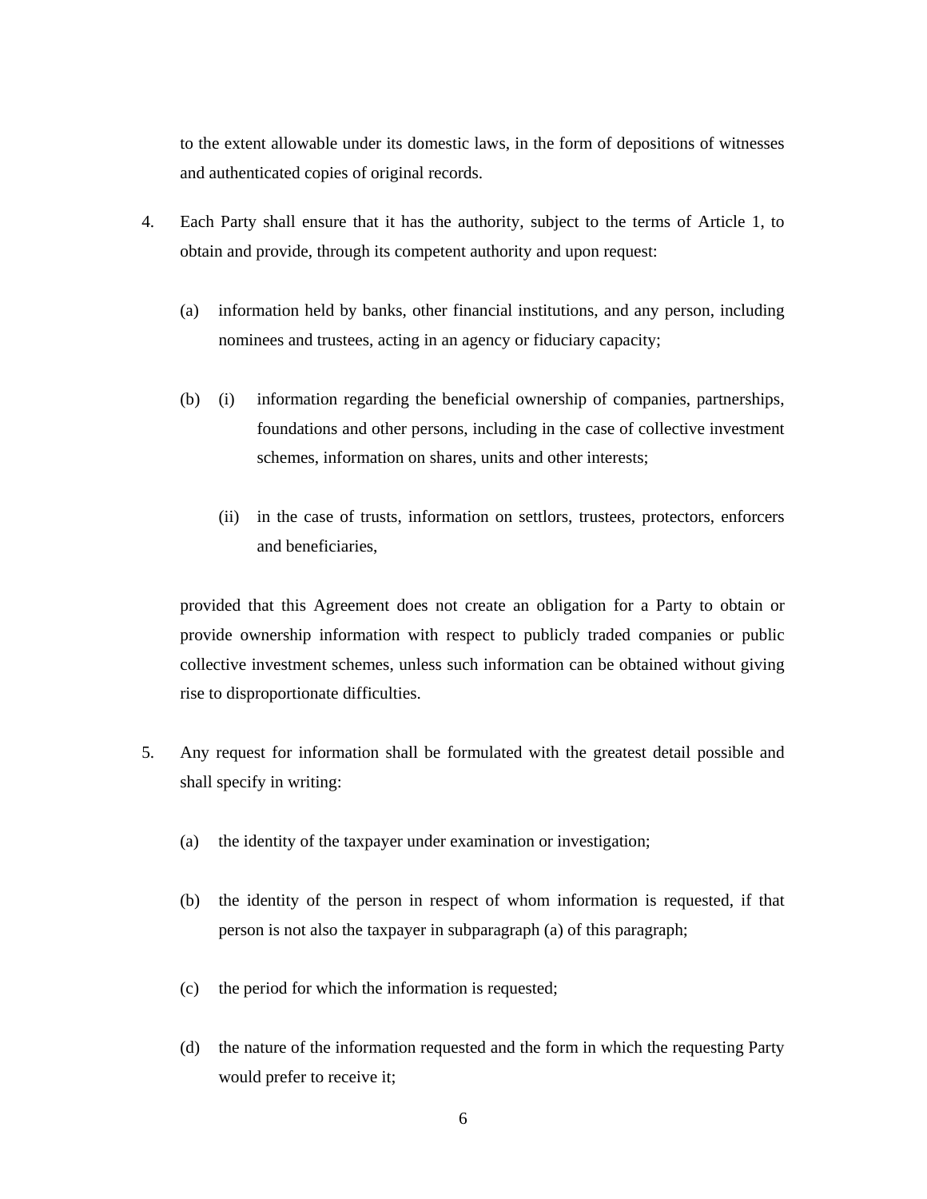to the extent allowable under its domestic laws, in the form of depositions of witnesses and authenticated copies of original records.

4. Each Party shall ensure that it has the authority, subject to the terms of Article 1, to obtain and provide, through its competent authority and upon request:

   (a) information held by banks, other financial institutions, and any person, including nominees and trustees, acting in an agency or fiduciary capacity;

   (b) (i) information regarding the beneficial ownership of companies, partnerships, foundations and other persons, including in the case of collective investment schemes, information on shares, units and other interests;

      (ii) in the case of trusts, information on settlors, trustees, protectors, enforcers and beneficiaries,

   provided that this Agreement does not create an obligation for a Party to obtain or provide ownership information with respect to publicly traded companies or public collective investment schemes, unless such information can be obtained without giving rise to disproportionate difficulties.

5. Any request for information shall be formulated with the greatest detail possible and shall specify in writing:

   (a) the identity of the taxpayer under examination or investigation;

   (b) the identity of the person in respect of whom information is requested, if that person is not also the taxpayer in subparagraph (a) of this paragraph;

   (c) the period for which the information is requested;

   (d) the nature of the information requested and the form in which the requesting Party would prefer to receive it;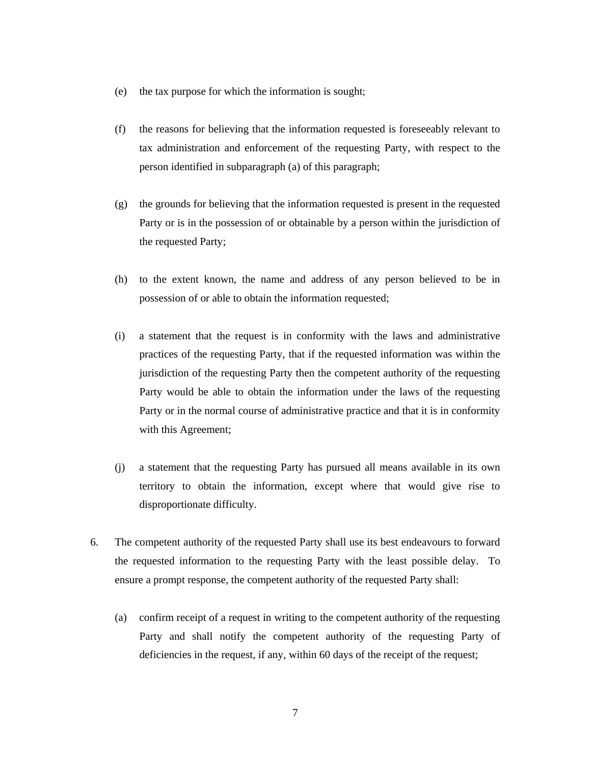(e) the tax purpose for which the information is sought;

(f) the reasons for believing that the information requested is foreseeably relevant to tax administration and enforcement of the requesting Party, with respect to the person identified in subparagraph (a) of this paragraph;

(g) the grounds for believing that the information requested is present in the requested Party or is in the possession of or obtainable by a person within the jurisdiction of the requested Party;

(h) to the extent known, the name and address of any person believed to be in possession of or able to obtain the information requested;

(i) a statement that the request is in conformity with the laws and administrative practices of the requesting Party, that if the requested information was within the jurisdiction of the requesting Party then the competent authority of the requesting Party would be able to obtain the information under the laws of the requesting Party or in the normal course of administrative practice and that it is in conformity with this Agreement;

(j) a statement that the requesting Party has pursued all means available in its own territory to obtain the information, except where that would give rise to disproportionate difficulty.

6. The competent authority of the requested Party shall use its best endeavours to forward the requested information to the requesting Party with the least possible delay. To ensure a prompt response, the competent authority of the requested Party shall:

   (a) confirm receipt of a request in writing to the competent authority of the requesting Party and shall notify the competent authority of the requesting Party of deficiencies in the request, if any, within 60 days of the receipt of the request;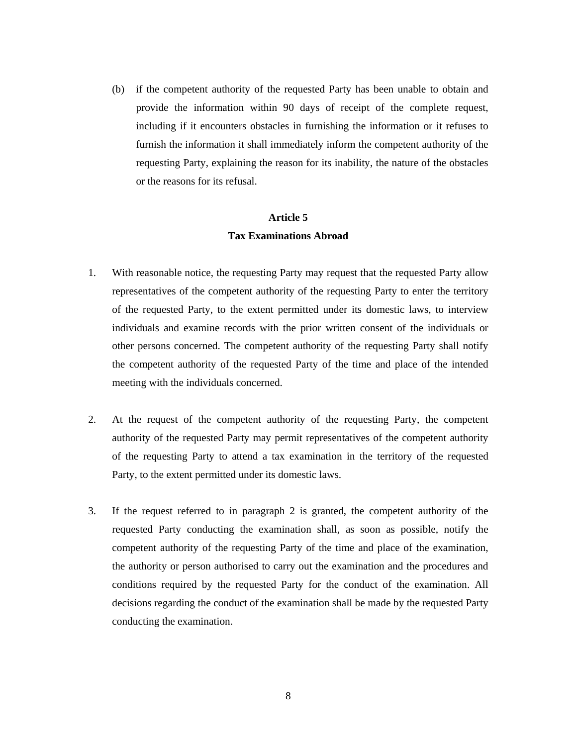(b) if the competent authority of the requested Party has been unable to obtain and provide the information within 90 days of receipt of the complete request, including if it encounters obstacles in furnishing the information or it refuses to furnish the information it shall immediately inform the competent authority of the requesting Party, explaining the reason for its inability, the nature of the obstacles or the reasons for its refusal.

## Article 5
## Tax Examinations Abroad

1. With reasonable notice, the requesting Party may request that the requested Party allow representatives of the competent authority of the requesting Party to enter the territory of the requested Party, to the extent permitted under its domestic laws, to interview individuals and examine records with the prior written consent of the individuals or other persons concerned. The competent authority of the requesting Party shall notify the competent authority of the requested Party of the time and place of the intended meeting with the individuals concerned.

2. At the request of the competent authority of the requesting Party, the competent authority of the requested Party may permit representatives of the competent authority of the requesting Party to attend a tax examination in the territory of the requested Party, to the extent permitted under its domestic laws.

3. If the request referred to in paragraph 2 is granted, the competent authority of the requested Party conducting the examination shall, as soon as possible, notify the competent authority of the requesting Party of the time and place of the examination, the authority or person authorised to carry out the examination and the procedures and conditions required by the requested Party for the conduct of the examination. All decisions regarding the conduct of the examination shall be made by the requested Party conducting the examination.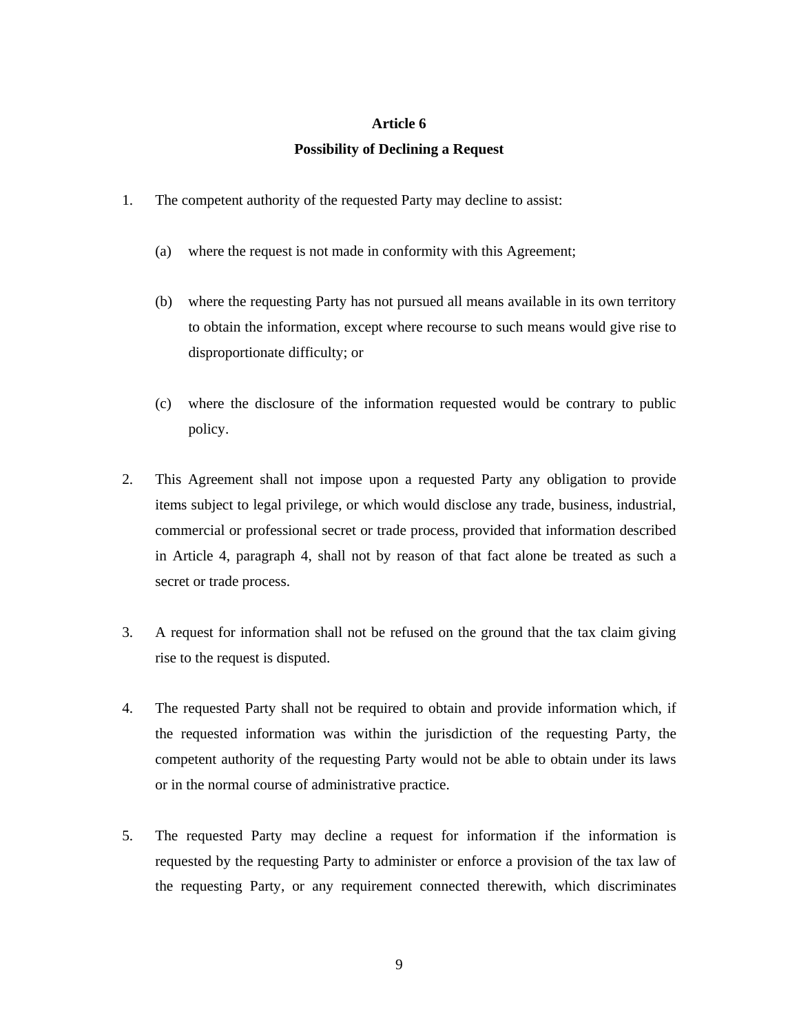## Article 6

## Possibility of Declining a Request

1. The competent authority of the requested Party may decline to assist:

   (a) where the request is not made in conformity with this Agreement;

   (b) where the requesting Party has not pursued all means available in its own territory to obtain the information, except where recourse to such means would give rise to disproportionate difficulty; or

   (c) where the disclosure of the information requested would be contrary to public policy.

2. This Agreement shall not impose upon a requested Party any obligation to provide items subject to legal privilege, or which would disclose any trade, business, industrial, commercial or professional secret or trade process, provided that information described in Article 4, paragraph 4, shall not by reason of that fact alone be treated as such a secret or trade process.

3. A request for information shall not be refused on the ground that the tax claim giving rise to the request is disputed.

4. The requested Party shall not be required to obtain and provide information which, if the requested information was within the jurisdiction of the requesting Party, the competent authority of the requesting Party would not be able to obtain under its laws or in the normal course of administrative practice.

5. The requested Party may decline a request for information if the information is requested by the requesting Party to administer or enforce a provision of the tax law of the requesting Party, or any requirement connected therewith, which discriminates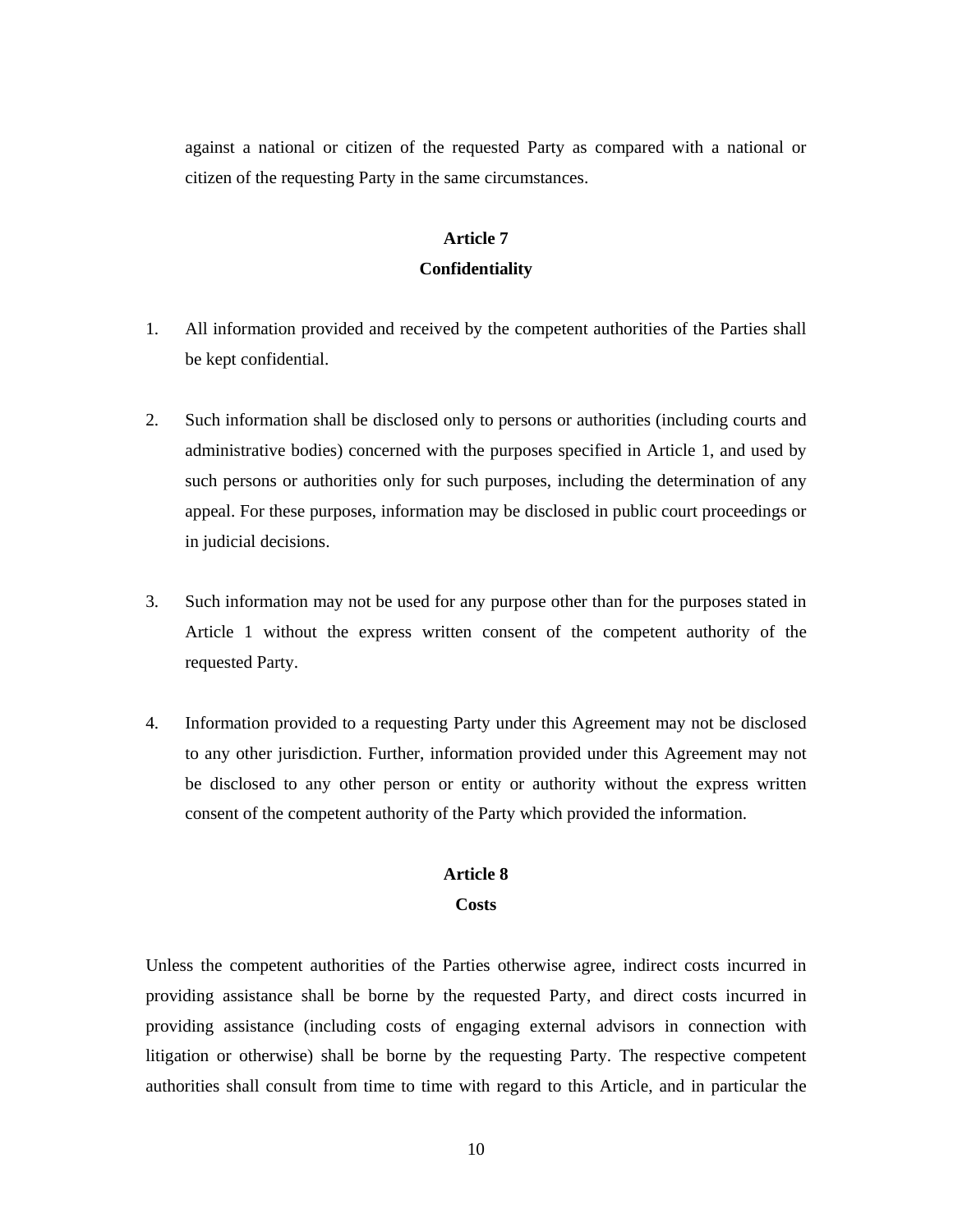against a national or citizen of the requested Party as compared with a national or citizen of the requesting Party in the same circumstances.

**Article 7**
**Confidentiality**

1. All information provided and received by the competent authorities of the Parties shall be kept confidential.

2. Such information shall be disclosed only to persons or authorities (including courts and administrative bodies) concerned with the purposes specified in Article 1, and used by such persons or authorities only for such purposes, including the determination of any appeal. For these purposes, information may be disclosed in public court proceedings or in judicial decisions.

3. Such information may not be used for any purpose other than for the purposes stated in Article 1 without the express written consent of the competent authority of the requested Party.

4. Information provided to a requesting Party under this Agreement may not be disclosed to any other jurisdiction. Further, information provided under this Agreement may not be disclosed to any other person or entity or authority without the express written consent of the competent authority of the Party which provided the information.

**Article 8**
**Costs**

Unless the competent authorities of the Parties otherwise agree, indirect costs incurred in providing assistance shall be borne by the requested Party, and direct costs incurred in providing assistance (including costs of engaging external advisors in connection with litigation or otherwise) shall be borne by the requesting Party. The respective competent authorities shall consult from time to time with regard to this Article, and in particular the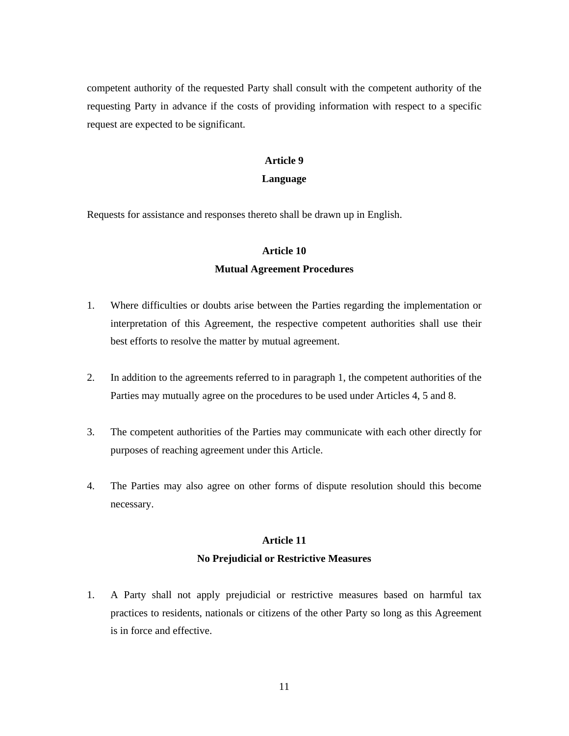competent authority of the requested Party shall consult with the competent authority of the requesting Party in advance if the costs of providing information with respect to a specific request are expected to be significant.

**Article 9**
**Language**

Requests for assistance and responses thereto shall be drawn up in English.

**Article 10**
**Mutual Agreement Procedures**

1. Where difficulties or doubts arise between the Parties regarding the implementation or interpretation of this Agreement, the respective competent authorities shall use their best efforts to resolve the matter by mutual agreement.

2. In addition to the agreements referred to in paragraph 1, the competent authorities of the Parties may mutually agree on the procedures to be used under Articles 4, 5 and 8.

3. The competent authorities of the Parties may communicate with each other directly for purposes of reaching agreement under this Article.

4. The Parties may also agree on other forms of dispute resolution should this become necessary.

**Article 11**
**No Prejudicial or Restrictive Measures**

1. A Party shall not apply prejudicial or restrictive measures based on harmful tax practices to residents, nationals or citizens of the other Party so long as this Agreement is in force and effective.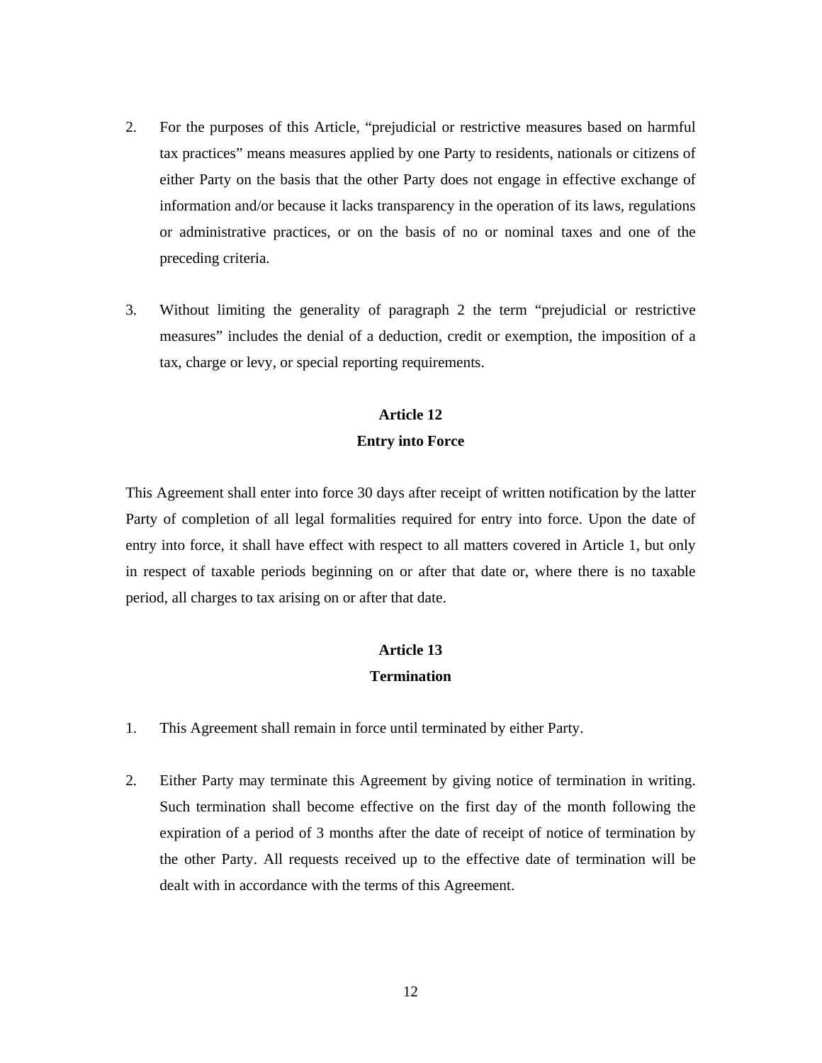2. For the purposes of this Article, "prejudicial or restrictive measures based on harmful tax practices" means measures applied by one Party to residents, nationals or citizens of either Party on the basis that the other Party does not engage in effective exchange of information and/or because it lacks transparency in the operation of its laws, regulations or administrative practices, or on the basis of no or nominal taxes and one of the preceding criteria.

3. Without limiting the generality of paragraph 2 the term "prejudicial or restrictive measures" includes the denial of a deduction, credit or exemption, the imposition of a tax, charge or levy, or special reporting requirements.

## Article 12
## Entry into Force

This Agreement shall enter into force 30 days after receipt of written notification by the latter Party of completion of all legal formalities required for entry into force. Upon the date of entry into force, it shall have effect with respect to all matters covered in Article 1, but only in respect of taxable periods beginning on or after that date or, where there is no taxable period, all charges to tax arising on or after that date.

## Article 13
## Termination

1. This Agreement shall remain in force until terminated by either Party.

2. Either Party may terminate this Agreement by giving notice of termination in writing. Such termination shall become effective on the first day of the month following the expiration of a period of 3 months after the date of receipt of notice of termination by the other Party. All requests received up to the effective date of termination will be dealt with in accordance with the terms of this Agreement.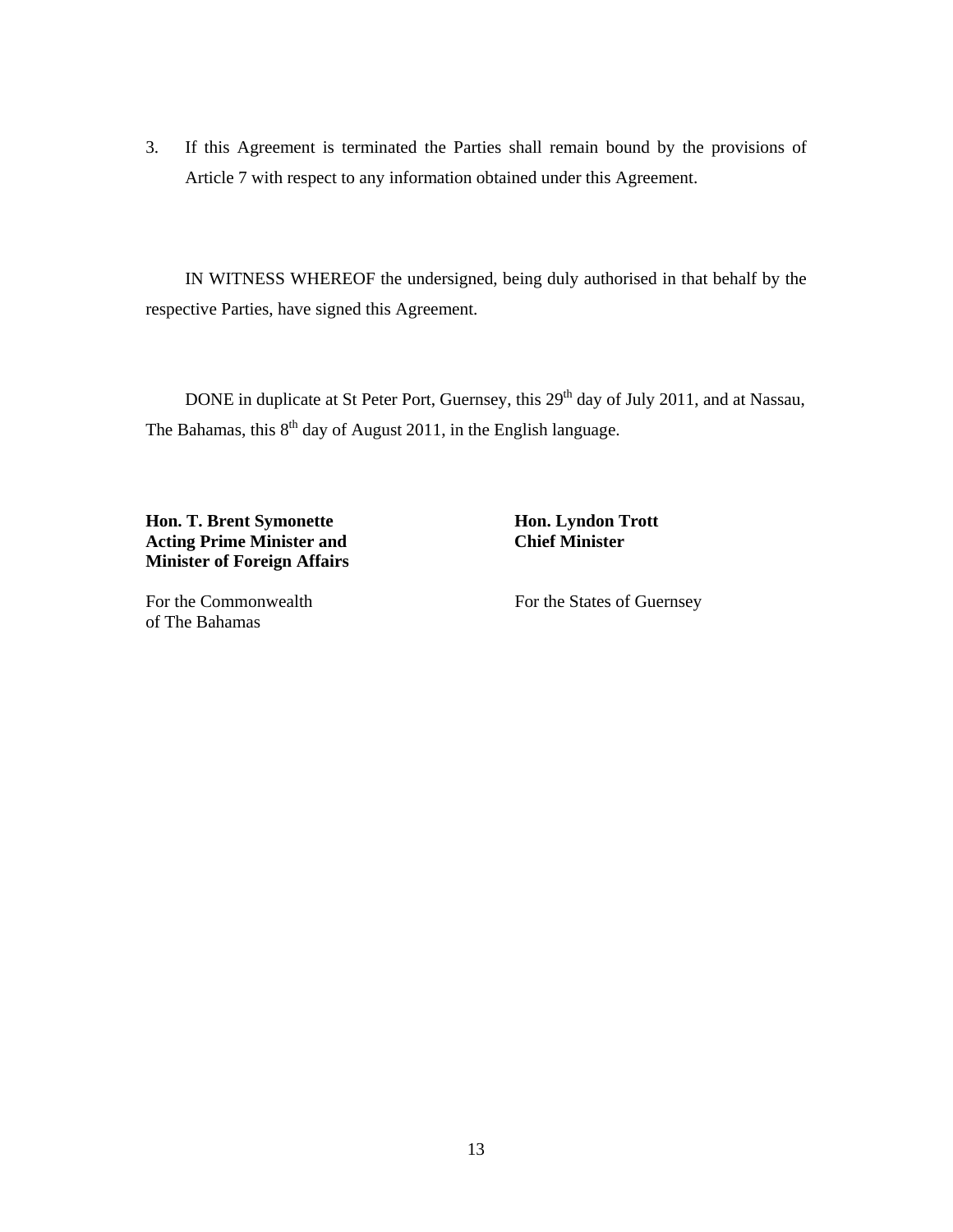3. If this Agreement is terminated the Parties shall remain bound by the provisions of Article 7 with respect to any information obtained under this Agreement.

IN WITNESS WHEREOF the undersigned, being duly authorised in that behalf by the respective Parties, have signed this Agreement.

DONE in duplicate at St Peter Port, Guernsey, this 29th day of July 2011, and at Nassau, The Bahamas, this 8th day of August 2011, in the English language.

**Hon. T. Brent Symonette**
**Acting Prime Minister and**
**Minister of Foreign Affairs**

For the Commonwealth of The Bahamas

**Hon. Lyndon Trott**
**Chief Minister**

For the States of Guernsey